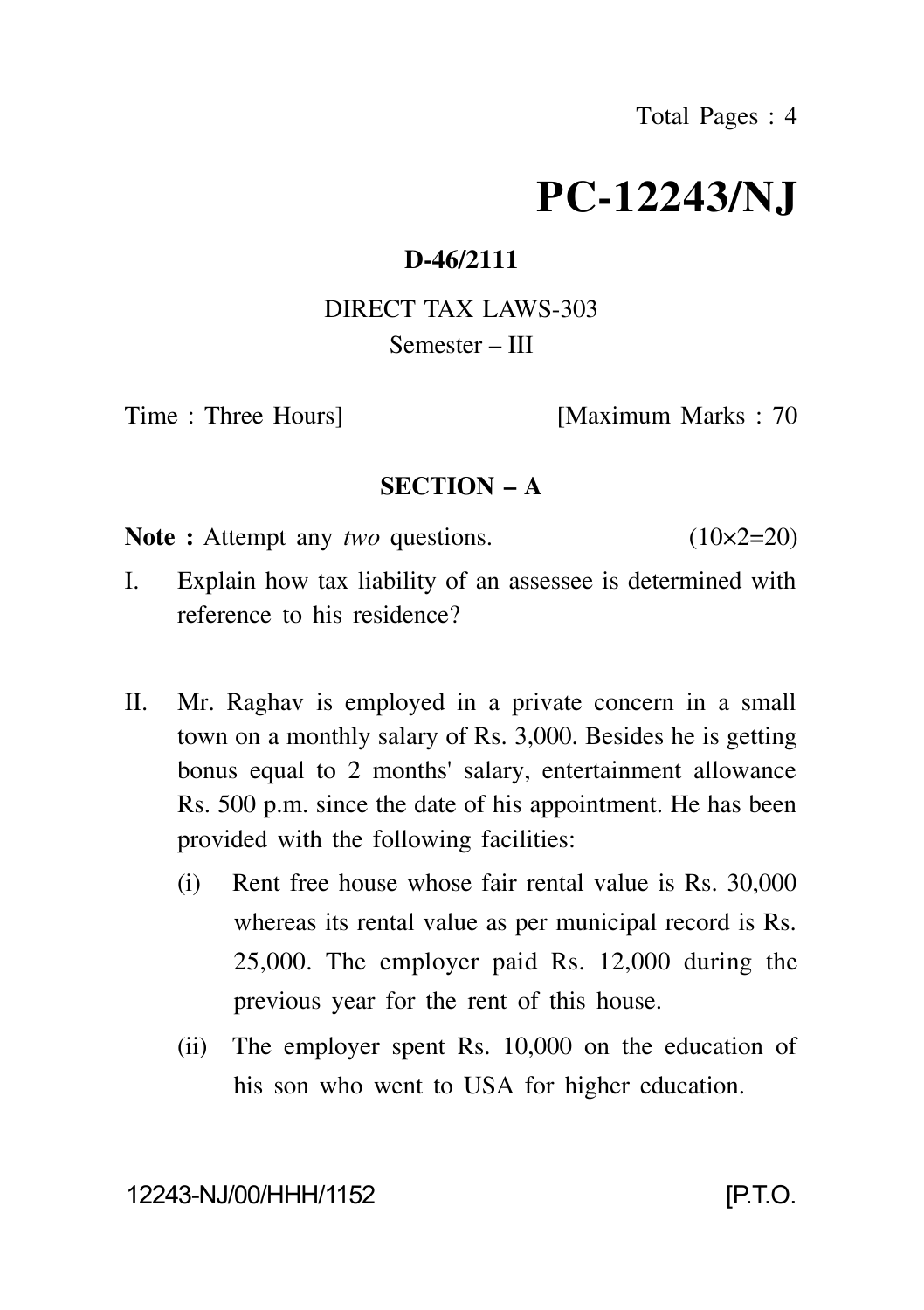Total Pages : 4

# PC-12243/NJ

**D-46/2111**

DIRECT TAX LAWS-303

Semester – III

Time : Three Hours] [Maximum Marks : 70

## SECTION – A

**Note :** Attempt any *two* questions. (10×2=20)

I. Explain how tax liability of an assessee is determined with reference to his residence?

II. Mr. Raghav is employed in a private concern in a small town on a monthly salary of Rs. 3,000. Besides he is getting bonus equal to 2 months' salary, entertainment allowance Rs. 500 p.m. since the date of his appointment. He has been provided with the following facilities:

   (i) Rent free house whose fair rental value is Rs. 30,000 whereas its rental value as per municipal record is Rs. 25,000. The employer paid Rs. 12,000 during the previous year for the rent of this house.

   (ii) The employer spent Rs. 10,000 on the education of his son who went to USA for higher education.

12243-NJ/00/HHH/1152 [P.T.O.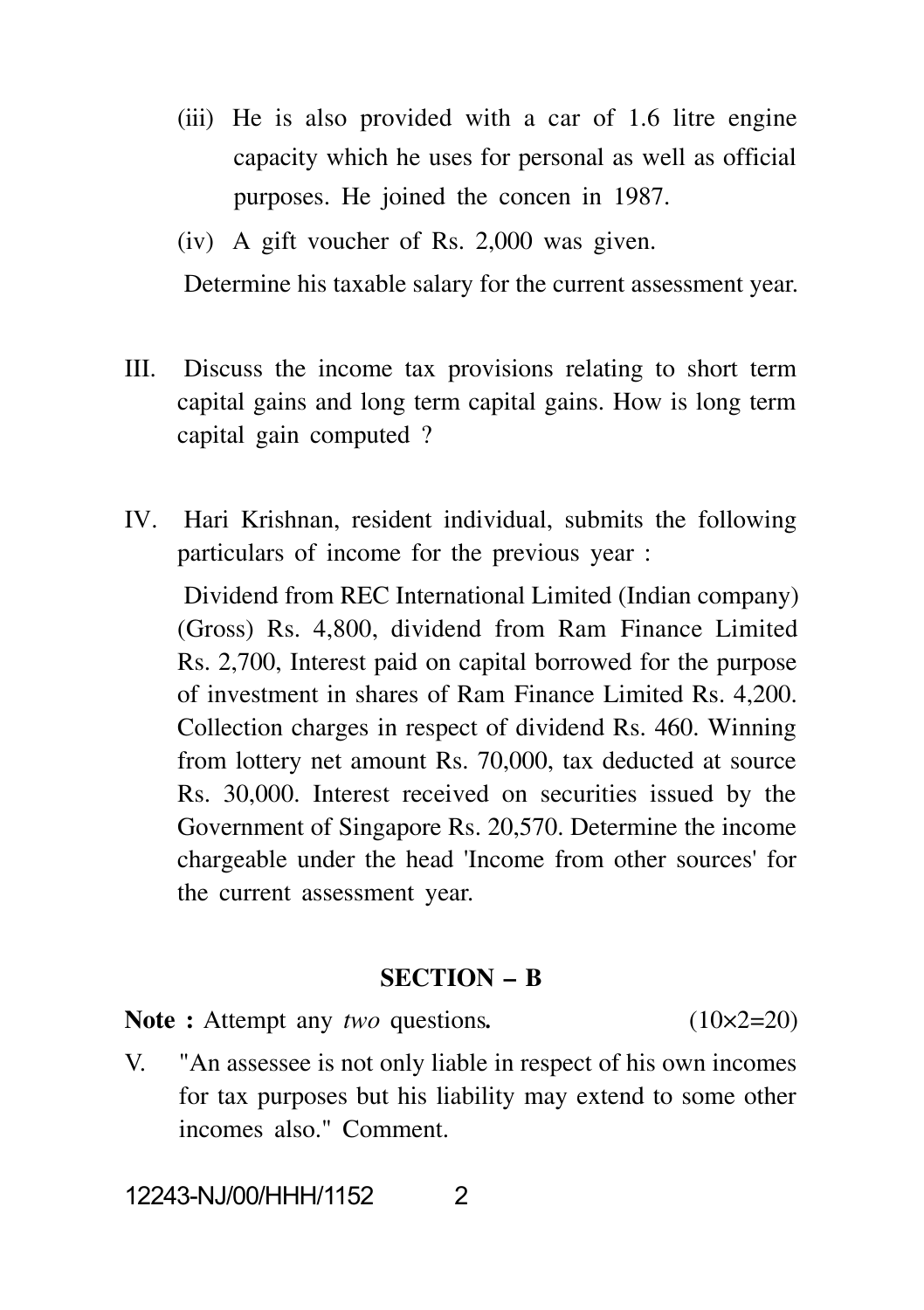(iii) He is also provided with a car of 1.6 litre engine capacity which he uses for personal as well as official purposes. He joined the concen in 1987.

(iv) A gift voucher of Rs. 2,000 was given.

Determine his taxable salary for the current assessment year.

III. Discuss the income tax provisions relating to short term capital gains and long term capital gains. How is long term capital gain computed ?

IV. Hari Krishnan, resident individual, submits the following particulars of income for the previous year :

Dividend from REC International Limited (Indian company) (Gross) Rs. 4,800, dividend from Ram Finance Limited Rs. 2,700, Interest paid on capital borrowed for the purpose of investment in shares of Ram Finance Limited Rs. 4,200. Collection charges in respect of dividend Rs. 460. Winning from lottery net amount Rs. 70,000, tax deducted at source Rs. 30,000. Interest received on securities issued by the Government of Singapore Rs. 20,570. Determine the income chargeable under the head 'Income from other sources' for the current assessment year.

## SECTION – B

**Note :** Attempt any *two* questions**.** (10×2=20)

V. "An assessee is not only liable in respect of his own incomes for tax purposes but his liability may extend to some other incomes also." Comment.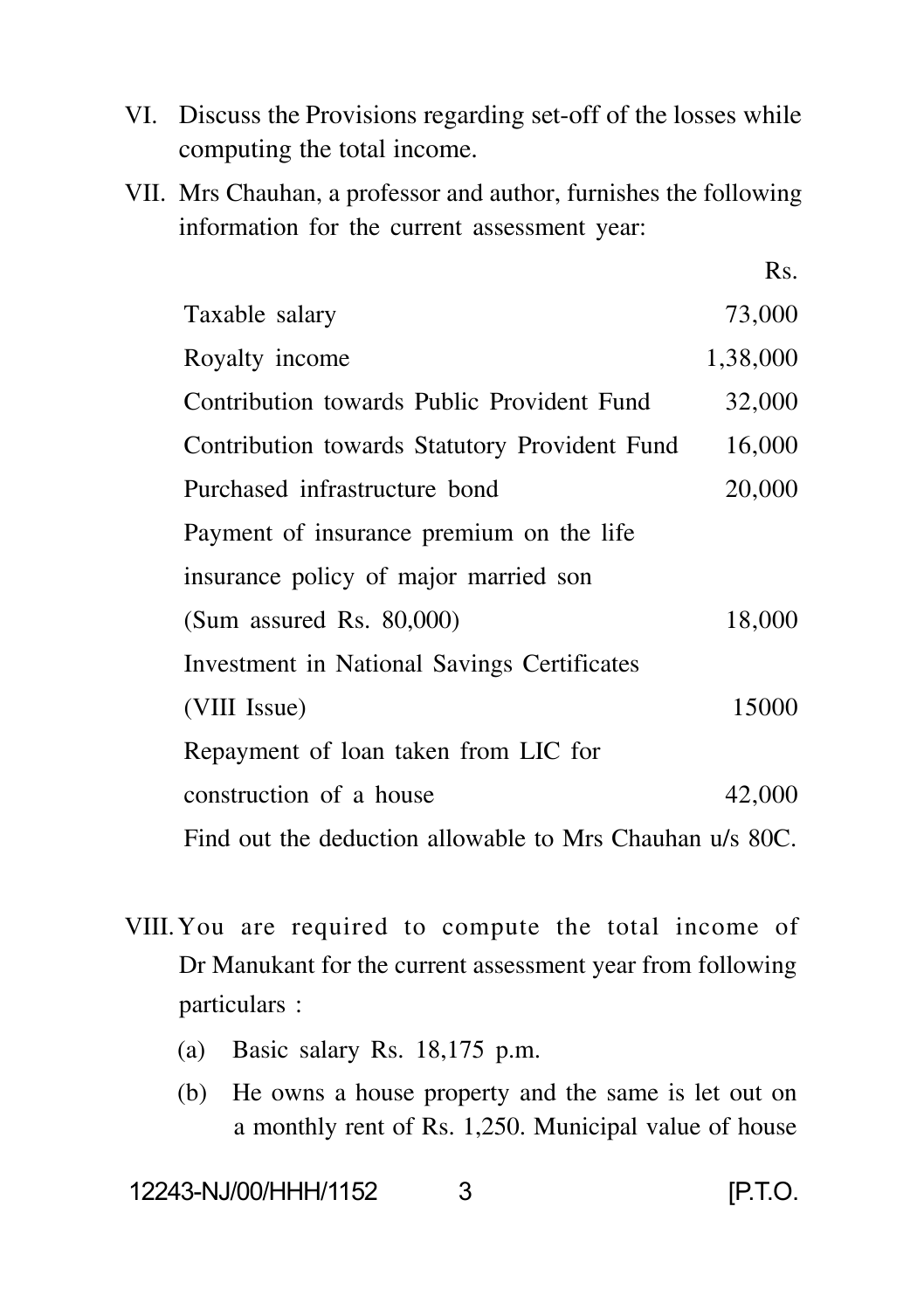VI. Discuss the Provisions regarding set-off of the losses while computing the total income.

VII. Mrs Chauhan, a professor and author, furnishes the following information for the current assessment year:

| | Rs. |
|---|---|
| Taxable salary | 73,000 |
| Royalty income | 1,38,000 |
| Contribution towards Public Provident Fund | 32,000 |
| Contribution towards Statutory Provident Fund | 16,000 |
| Purchased infrastructure bond | 20,000 |
| Payment of insurance premium on the life insurance policy of major married son (Sum assured Rs. 80,000) | 18,000 |
| Investment in National Savings Certificates (VIII Issue) | 15000 |
| Repayment of loan taken from LIC for construction of a house | 42,000 |

Find out the deduction allowable to Mrs Chauhan u/s 80C.

VIII. You are required to compute the total income of Dr Manukant for the current assessment year from following particulars :

(a) Basic salary Rs. 18,175 p.m.

(b) He owns a house property and the same is let out on a monthly rent of Rs. 1,250. Municipal value of house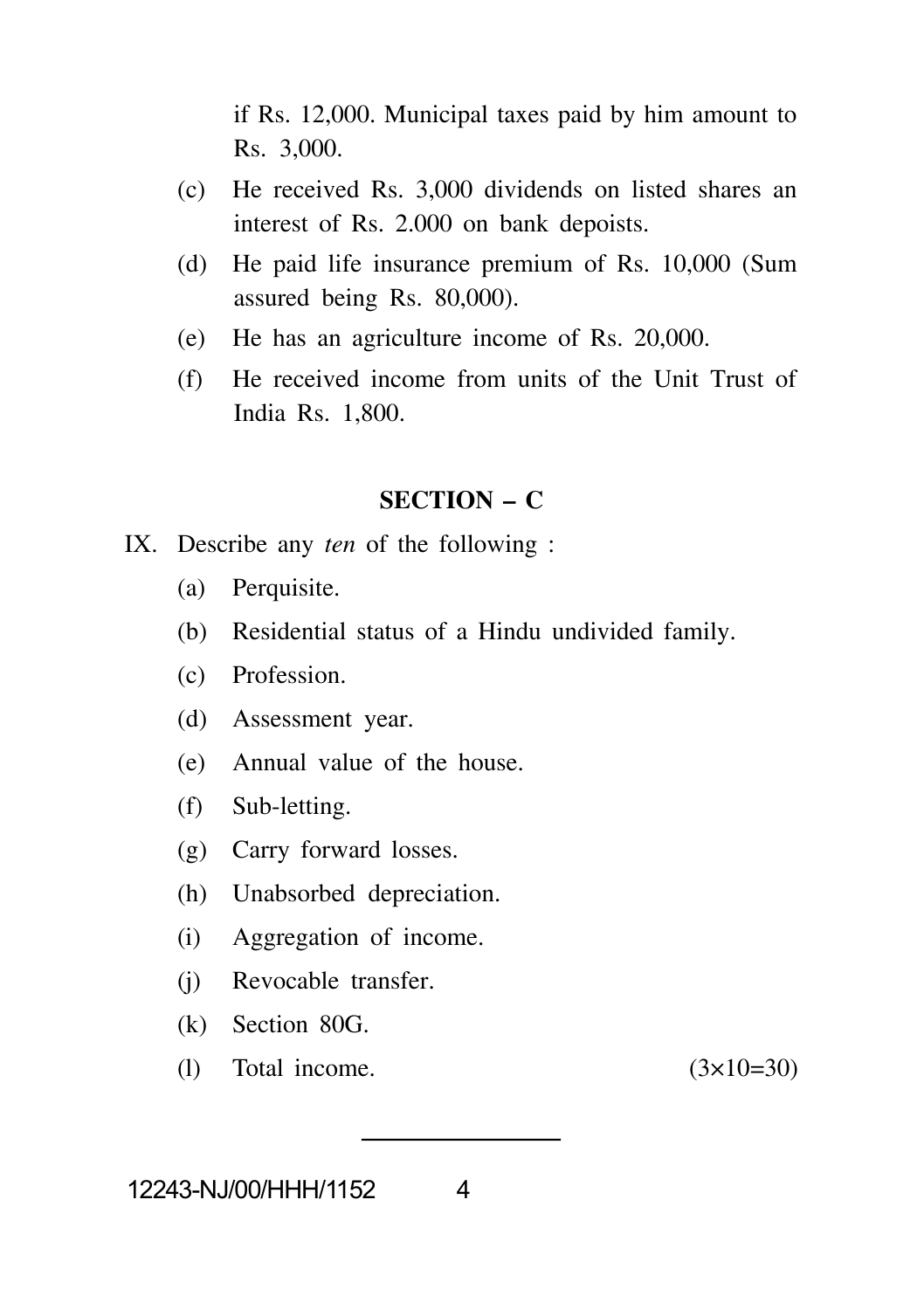if Rs. 12,000. Municipal taxes paid by him amount to Rs. 3,000.

(c) He received Rs. 3,000 dividends on listed shares an interest of Rs. 2.000 on bank depoists.

(d) He paid life insurance premium of Rs. 10,000 (Sum assured being Rs. 80,000).

(e) He has an agriculture income of Rs. 20,000.

(f) He received income from units of the Unit Trust of India Rs. 1,800.

## SECTION – C

IX. Describe any *ten* of the following :

(a) Perquisite.

(b) Residential status of a Hindu undivided family.

(c) Profession.

(d) Assessment year.

(e) Annual value of the house.

(f) Sub-letting.

(g) Carry forward losses.

(h) Unabsorbed depreciation.

(i) Aggregation of income.

(j) Revocable transfer.

(k) Section 80G.

(l) Total income. (3×10=30)

12243-NJ/00/HHH/1152